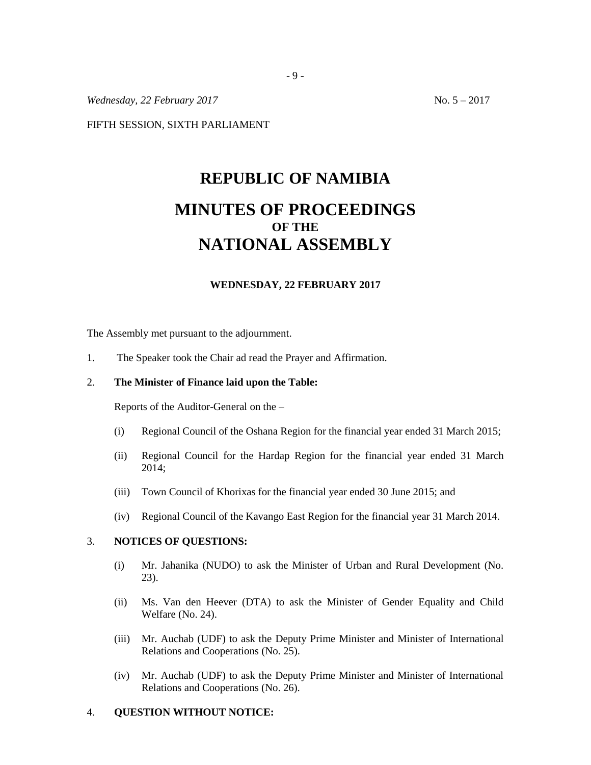*Wednesday, 22 February 2017* No. 5 – 2017

FIFTH SESSION, SIXTH PARLIAMENT

# REPUBLIC OF NAMIBIA

# MINUTES OF PROCEEDINGS
## OF THE
# NATIONAL ASSEMBLY

**WEDNESDAY, 22 FEBRUARY 2017**

The Assembly met pursuant to the adjournment.

1. The Speaker took the Chair ad read the Prayer and Affirmation.

2. **The Minister of Finance laid upon the Table:**

   Reports of the Auditor-General on the –

   (i) Regional Council of the Oshana Region for the financial year ended 31 March 2015;

   (ii) Regional Council for the Hardap Region for the financial year ended 31 March 2014;

   (iii) Town Council of Khorixas for the financial year ended 30 June 2015; and

   (iv) Regional Council of the Kavango East Region for the financial year 31 March 2014.

3. **NOTICES OF QUESTIONS:**

   (i) Mr. Jahanika (NUDO) to ask the Minister of Urban and Rural Development (No. 23).

   (ii) Ms. Van den Heever (DTA) to ask the Minister of Gender Equality and Child Welfare (No. 24).

   (iii) Mr. Auchab (UDF) to ask the Deputy Prime Minister and Minister of International Relations and Cooperations (No. 25).

   (iv) Mr. Auchab (UDF) to ask the Deputy Prime Minister and Minister of International Relations and Cooperations (No. 26).

4. **QUESTION WITHOUT NOTICE:**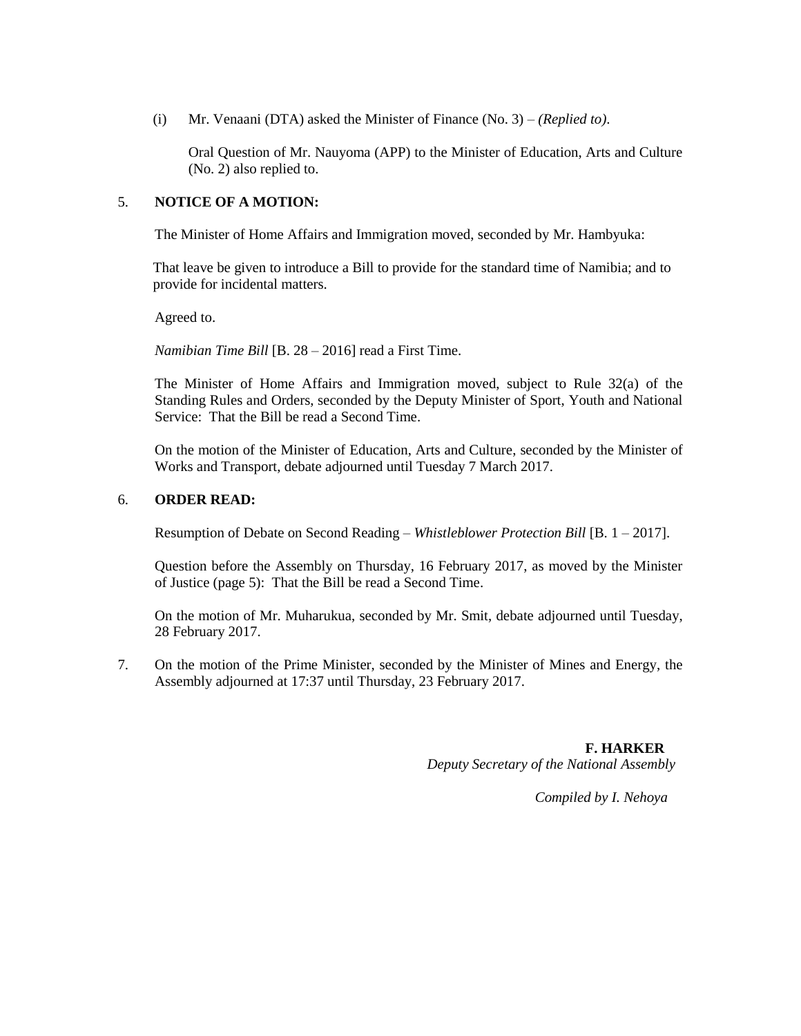(i) Mr. Venaani (DTA) asked the Minister of Finance (No. 3) – *(Replied to)*.

Oral Question of Mr. Nauyoma (APP) to the Minister of Education, Arts and Culture (No. 2) also replied to.

5. **NOTICE OF A MOTION:**

The Minister of Home Affairs and Immigration moved, seconded by Mr. Hambyuka:

That leave be given to introduce a Bill to provide for the standard time of Namibia; and to provide for incidental matters.

Agreed to.

*Namibian Time Bill* [B. 28 – 2016] read a First Time.

The Minister of Home Affairs and Immigration moved, subject to Rule 32(a) of the Standing Rules and Orders, seconded by the Deputy Minister of Sport, Youth and National Service: That the Bill be read a Second Time.

On the motion of the Minister of Education, Arts and Culture, seconded by the Minister of Works and Transport, debate adjourned until Tuesday 7 March 2017.

6. **ORDER READ:**

Resumption of Debate on Second Reading – *Whistleblower Protection Bill* [B. 1 – 2017].

Question before the Assembly on Thursday, 16 February 2017, as moved by the Minister of Justice (page 5): That the Bill be read a Second Time.

On the motion of Mr. Muharukua, seconded by Mr. Smit, debate adjourned until Tuesday, 28 February 2017.

7. On the motion of the Prime Minister, seconded by the Minister of Mines and Energy, the Assembly adjourned at 17:37 until Thursday, 23 February 2017.

**F. HARKER**
*Deputy Secretary of the National Assembly*

*Compiled by I. Nehoya*